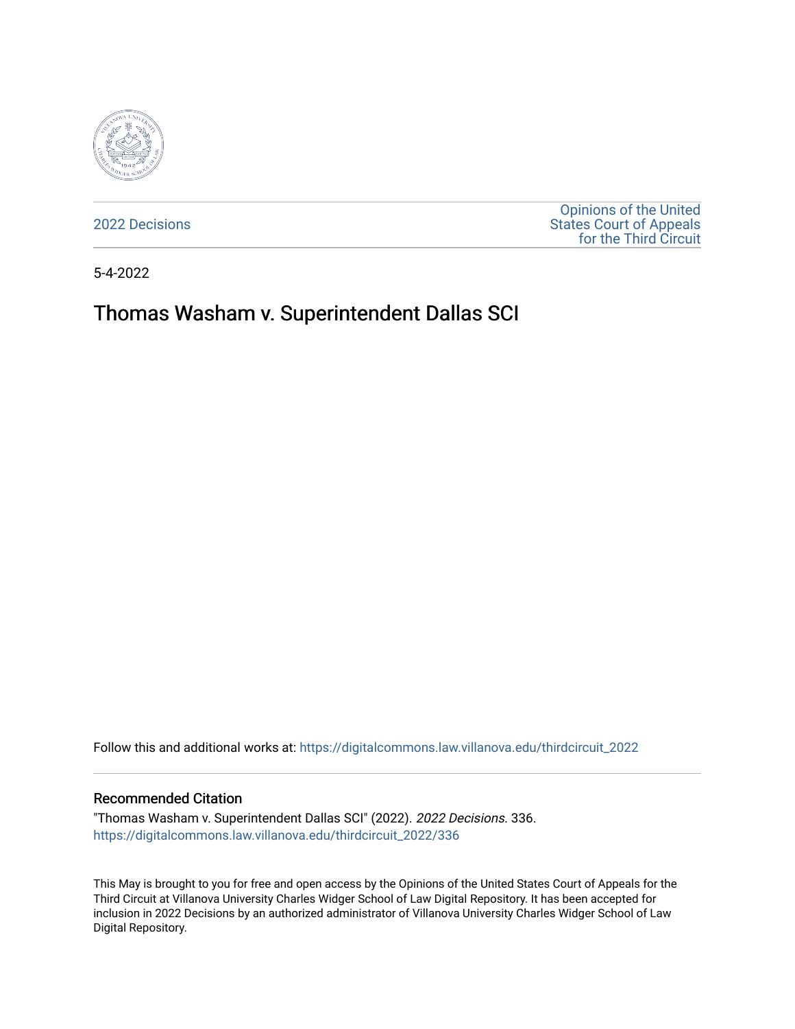2022 Decisions

Opinions of the United States Court of Appeals for the Third Circuit

5-4-2022

# Thomas Washam v. Superintendent Dallas SCI

Follow this and additional works at: https://digitalcommons.law.villanova.edu/thirdcircuit_2022

## Recommended Citation

"Thomas Washam v. Superintendent Dallas SCI" (2022). *2022 Decisions*. 336.
https://digitalcommons.law.villanova.edu/thirdcircuit_2022/336

This May is brought to you for free and open access by the Opinions of the United States Court of Appeals for the Third Circuit at Villanova University Charles Widger School of Law Digital Repository. It has been accepted for inclusion in 2022 Decisions by an authorized administrator of Villanova University Charles Widger School of Law Digital Repository.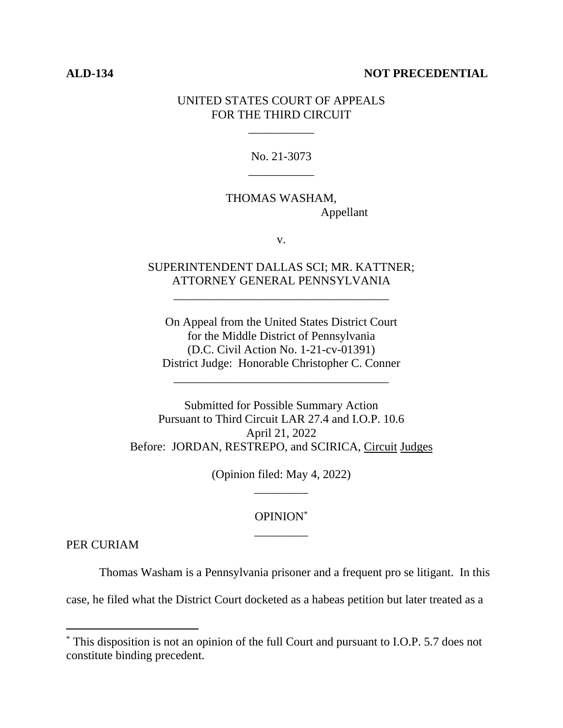**ALD-134** **NOT PRECEDENTIAL**

UNITED STATES COURT OF APPEALS
FOR THE THIRD CIRCUIT

\_\_\_\_\_\_\_\_\_\_\_

No. 21-3073

\_\_\_\_\_\_\_\_\_\_\_

THOMAS WASHAM,
Appellant

v.

SUPERINTENDENT DALLAS SCI; MR. KATTNER;
ATTORNEY GENERAL PENNSYLVANIA

\_\_\_\_\_\_\_\_\_\_\_\_\_\_\_\_\_\_\_\_\_\_\_\_\_\_\_\_\_\_\_\_\_\_\_\_

On Appeal from the United States District Court
for the Middle District of Pennsylvania
(D.C. Civil Action No. 1-21-cv-01391)
District Judge: Honorable Christopher C. Conner

\_\_\_\_\_\_\_\_\_\_\_\_\_\_\_\_\_\_\_\_\_\_\_\_\_\_\_\_\_\_\_\_\_\_\_\_

Submitted for Possible Summary Action
Pursuant to Third Circuit LAR 27.4 and I.O.P. 10.6
April 21, 2022
Before: JORDAN, RESTREPO, and SCIRICA, Circuit Judges

(Opinion filed: May 4, 2022)

\_\_\_\_\_\_\_\_\_

OPINION[*]

\_\_\_\_\_\_\_\_\_

PER CURIAM

Thomas Washam is a Pennsylvania prisoner and a frequent pro se litigant. In this case, he filed what the District Court docketed as a habeas petition but later treated as a

---

[*] This disposition is not an opinion of the full Court and pursuant to I.O.P. 5.7 does not constitute binding precedent.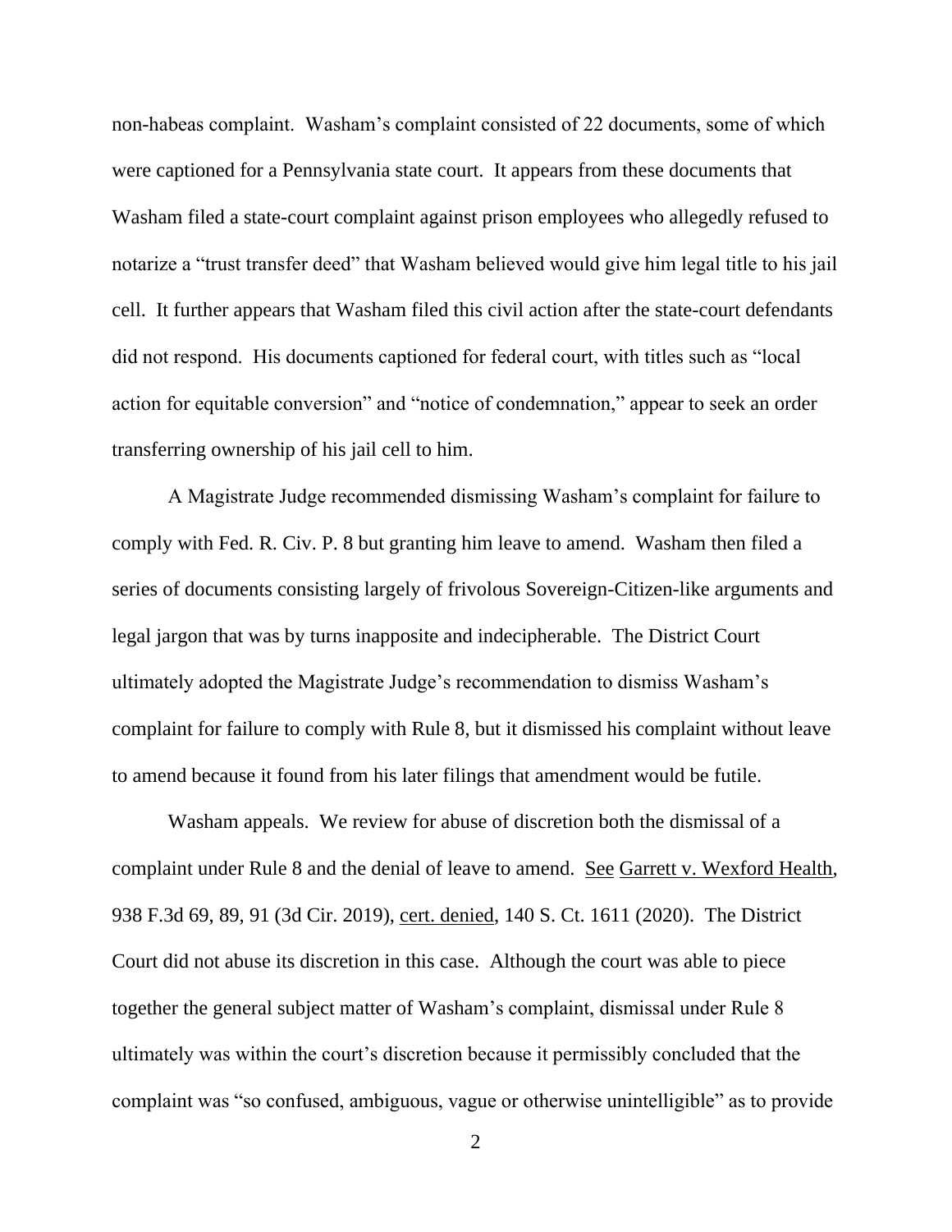non-habeas complaint. Washam's complaint consisted of 22 documents, some of which were captioned for a Pennsylvania state court. It appears from these documents that Washam filed a state-court complaint against prison employees who allegedly refused to notarize a "trust transfer deed" that Washam believed would give him legal title to his jail cell. It further appears that Washam filed this civil action after the state-court defendants did not respond. His documents captioned for federal court, with titles such as "local action for equitable conversion" and "notice of condemnation," appear to seek an order transferring ownership of his jail cell to him.

A Magistrate Judge recommended dismissing Washam's complaint for failure to comply with Fed. R. Civ. P. 8 but granting him leave to amend. Washam then filed a series of documents consisting largely of frivolous Sovereign-Citizen-like arguments and legal jargon that was by turns inapposite and indecipherable. The District Court ultimately adopted the Magistrate Judge's recommendation to dismiss Washam's complaint for failure to comply with Rule 8, but it dismissed his complaint without leave to amend because it found from his later filings that amendment would be futile.

Washam appeals. We review for abuse of discretion both the dismissal of a complaint under Rule 8 and the denial of leave to amend. See Garrett v. Wexford Health, 938 F.3d 69, 89, 91 (3d Cir. 2019), cert. denied, 140 S. Ct. 1611 (2020). The District Court did not abuse its discretion in this case. Although the court was able to piece together the general subject matter of Washam's complaint, dismissal under Rule 8 ultimately was within the court's discretion because it permissibly concluded that the complaint was "so confused, ambiguous, vague or otherwise unintelligible" as to provide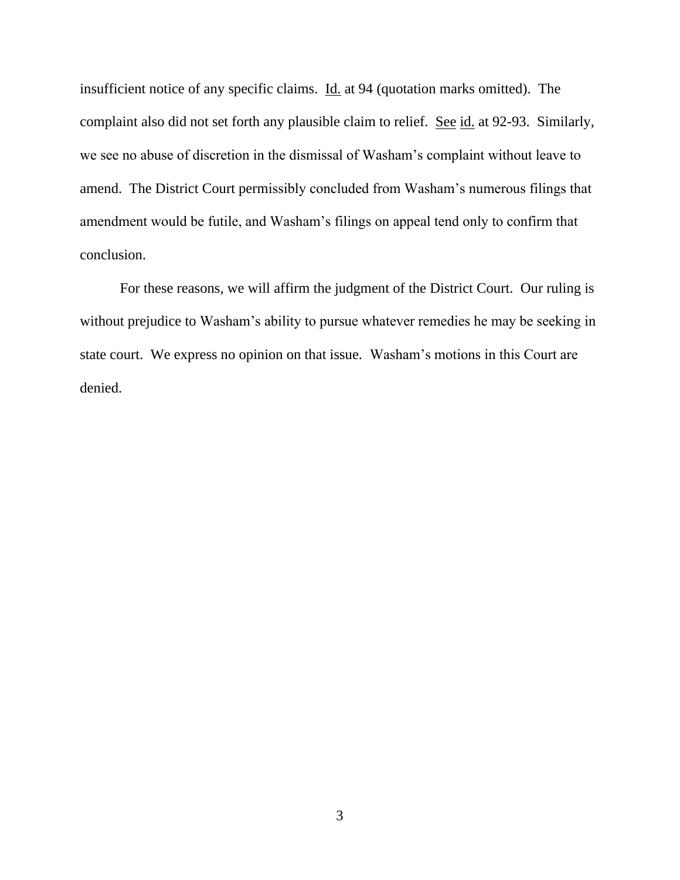insufficient notice of any specific claims. Id. at 94 (quotation marks omitted). The complaint also did not set forth any plausible claim to relief. See id. at 92-93. Similarly, we see no abuse of discretion in the dismissal of Washam's complaint without leave to amend. The District Court permissibly concluded from Washam's numerous filings that amendment would be futile, and Washam's filings on appeal tend only to confirm that conclusion.

For these reasons, we will affirm the judgment of the District Court. Our ruling is without prejudice to Washam's ability to pursue whatever remedies he may be seeking in state court. We express no opinion on that issue. Washam's motions in this Court are denied.